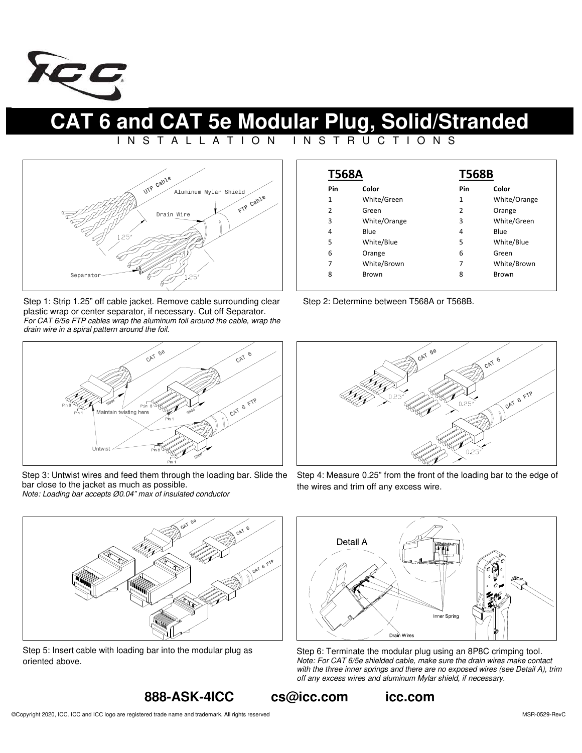# CAT 6 and CAT 5e Modular Plug, Solid/Stranded

INSTALLATION INSTRUCTIONS

Step 1: Strip 1.25" off cable jacket. Remove cable surrounding clear plastic wrap or center separator, if necessary. Cut off Separator.
*For CAT 6/5e FTP cables wrap the aluminum foil around the cable, wrap the drain wire in a spiral pattern around the foil.*

| **T568A** | | **T568B** | |
|---|---|---|---|
| **Pin** | **Color** | **Pin** | **Color** |
| 1 | White/Green | 1 | White/Orange |
| 2 | Green | 2 | Orange |
| 3 | White/Orange | 3 | White/Green |
| 4 | Blue | 4 | Blue |
| 5 | White/Blue | 5 | White/Blue |
| 6 | Orange | 6 | Green |
| 7 | White/Brown | 7 | White/Brown |
| 8 | Brown | 8 | Brown |

Step 2: Determine between T568A or T568B.

Step 3: Untwist wires and feed them through the loading bar. Slide the bar close to the jacket as much as possible.
*Note: Loading bar accepts Ø0.04" max of insulated conductor*

Step 4: Measure 0.25" from the front of the loading bar to the edge of the wires and trim off any excess wire.

Step 5: Insert cable with loading bar into the modular plug as oriented above.

Step 6: Terminate the modular plug using an 8P8C crimping tool.
*Note: For CAT 6/5e shielded cable, make sure the drain wires make contact with the three inner springs and there are no exposed wires (see Detail A), trim off any excess wires and aluminum Mylar shield, if necessary.*

**888-ASK-4ICC cs@icc.com icc.com**

©Copyright 2020, ICC. ICC and ICC logo are registered trade name and trademark. All rights reserved

MSR-0529-RevC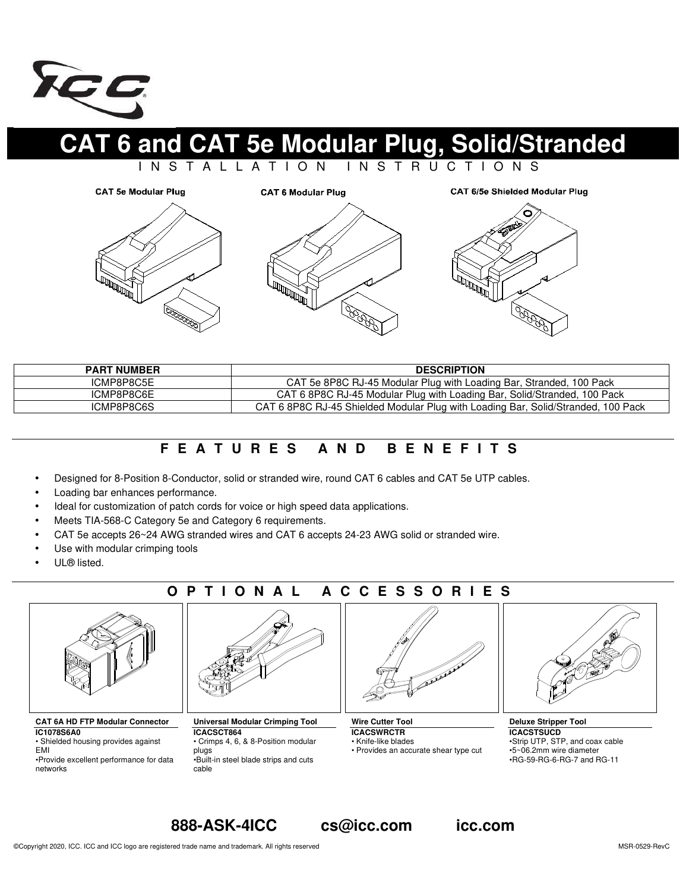# CAT 6 and CAT 5e Modular Plug, Solid/Stranded

INSTALLATION INSTRUCTIONS

CAT 5e Modular Plug

CAT 6 Modular Plug

CAT 6/5e Shielded Modular Plug

| PART NUMBER | DESCRIPTION |
|---|---|
| ICMP8P8C5E | CAT 5e 8P8C RJ-45 Modular Plug with Loading Bar, Stranded, 100 Pack |
| ICMP8P8C6E | CAT 6 8P8C RJ-45 Modular Plug with Loading Bar, Solid/Stranded, 100 Pack |
| ICMP8P8C6S | CAT 6 8P8C RJ-45 Shielded Modular Plug with Loading Bar, Solid/Stranded, 100 Pack |

## FEATURES AND BENEFITS

- Designed for 8-Position 8-Conductor, solid or stranded wire, round CAT 6 cables and CAT 5e UTP cables.
- Loading bar enhances performance.
- Ideal for customization of patch cords for voice or high speed data applications.
- Meets TIA-568-C Category 5e and Category 6 requirements.
- CAT 5e accepts 26~24 AWG stranded wires and CAT 6 accepts 24-23 AWG solid or stranded wire.
- Use with modular crimping tools
- UL® listed.

## OPTIONAL ACCESSORIES

**CAT 6A HD FTP Modular Connector**
**IC1078S6A0**
- Shielded housing provides against EMI
- Provide excellent performance for data networks

**Universal Modular Crimping Tool**
**ICACSCT864**
- Crimps 4, 6, & 8-Position modular plugs
- Built-in steel blade strips and cuts cable

**Wire Cutter Tool**
**ICACSWRCTR**
- Knife-like blades
- Provides an accurate shear type cut

**Deluxe Stripper Tool**
**ICACSTSUCD**
- Strip UTP, STP, and coax cable
- 5~06.2mm wire diameter
- RG-59-RG-6-RG-7 and RG-11

**888-ASK-4ICC** **cs@icc.com** **icc.com**

©Copyright 2020, ICC. ICC and ICC logo are registered trade name and trademark. All rights reserved

MSR-0529-RevC